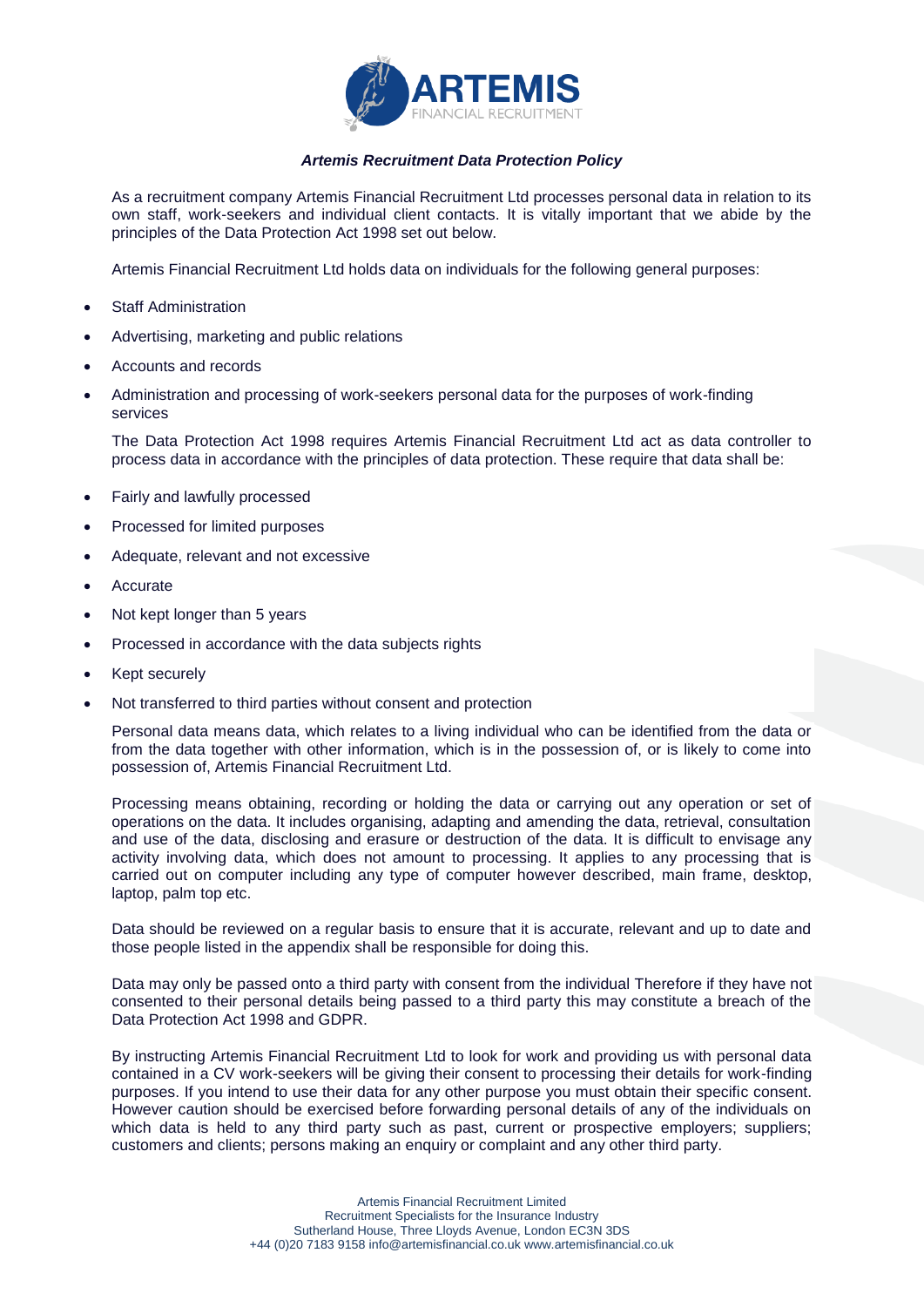### *Artemis Recruitment Data Protection Policy*

As a recruitment company Artemis Financial Recruitment Ltd processes personal data in relation to its own staff, work-seekers and individual client contacts. It is vitally important that we abide by the principles of the Data Protection Act 1998 set out below.

Artemis Financial Recruitment Ltd holds data on individuals for the following general purposes:

- Staff Administration
- Advertising, marketing and public relations
- Accounts and records
- Administration and processing of work-seekers personal data for the purposes of work-finding services

The Data Protection Act 1998 requires Artemis Financial Recruitment Ltd act as data controller to process data in accordance with the principles of data protection. These require that data shall be:

- Fairly and lawfully processed
- Processed for limited purposes
- Adequate, relevant and not excessive
- Accurate
- Not kept longer than 5 years
- Processed in accordance with the data subjects rights
- Kept securely
- Not transferred to third parties without consent and protection

Personal data means data, which relates to a living individual who can be identified from the data or from the data together with other information, which is in the possession of, or is likely to come into possession of, Artemis Financial Recruitment Ltd.

Processing means obtaining, recording or holding the data or carrying out any operation or set of operations on the data. It includes organising, adapting and amending the data, retrieval, consultation and use of the data, disclosing and erasure or destruction of the data. It is difficult to envisage any activity involving data, which does not amount to processing. It applies to any processing that is carried out on computer including any type of computer however described, main frame, desktop, laptop, palm top etc.

Data should be reviewed on a regular basis to ensure that it is accurate, relevant and up to date and those people listed in the appendix shall be responsible for doing this.

Data may only be passed onto a third party with consent from the individual Therefore if they have not consented to their personal details being passed to a third party this may constitute a breach of the Data Protection Act 1998 and GDPR.

By instructing Artemis Financial Recruitment Ltd to look for work and providing us with personal data contained in a CV work-seekers will be giving their consent to processing their details for work-finding purposes. If you intend to use their data for any other purpose you must obtain their specific consent. However caution should be exercised before forwarding personal details of any of the individuals on which data is held to any third party such as past, current or prospective employers; suppliers; customers and clients; persons making an enquiry or complaint and any other third party.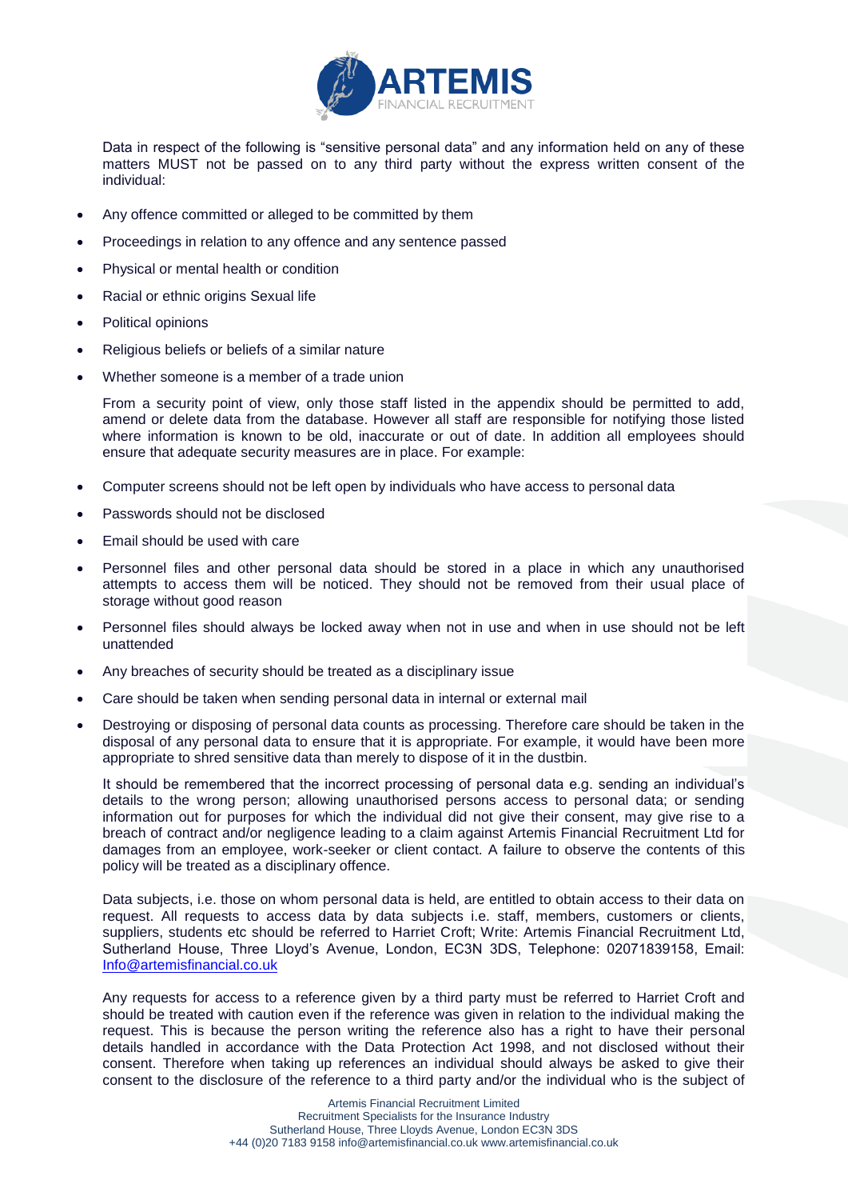Data in respect of the following is "sensitive personal data" and any information held on any of these matters MUST not be passed on to any third party without the express written consent of the individual:

- Any offence committed or alleged to be committed by them
- Proceedings in relation to any offence and any sentence passed
- Physical or mental health or condition
- Racial or ethnic origins Sexual life
- Political opinions
- Religious beliefs or beliefs of a similar nature
- Whether someone is a member of a trade union

From a security point of view, only those staff listed in the appendix should be permitted to add, amend or delete data from the database. However all staff are responsible for notifying those listed where information is known to be old, inaccurate or out of date. In addition all employees should ensure that adequate security measures are in place. For example:

- Computer screens should not be left open by individuals who have access to personal data
- Passwords should not be disclosed
- Email should be used with care
- Personnel files and other personal data should be stored in a place in which any unauthorised attempts to access them will be noticed. They should not be removed from their usual place of storage without good reason
- Personnel files should always be locked away when not in use and when in use should not be left unattended
- Any breaches of security should be treated as a disciplinary issue
- Care should be taken when sending personal data in internal or external mail
- Destroying or disposing of personal data counts as processing. Therefore care should be taken in the disposal of any personal data to ensure that it is appropriate. For example, it would have been more appropriate to shred sensitive data than merely to dispose of it in the dustbin.

It should be remembered that the incorrect processing of personal data e.g. sending an individual's details to the wrong person; allowing unauthorised persons access to personal data; or sending information out for purposes for which the individual did not give their consent, may give rise to a breach of contract and/or negligence leading to a claim against Artemis Financial Recruitment Ltd for damages from an employee, work-seeker or client contact. A failure to observe the contents of this policy will be treated as a disciplinary offence.

Data subjects, i.e. those on whom personal data is held, are entitled to obtain access to their data on request. All requests to access data by data subjects i.e. staff, members, customers or clients, suppliers, students etc should be referred to Harriet Croft; Write: Artemis Financial Recruitment Ltd, Sutherland House, Three Lloyd's Avenue, London, EC3N 3DS, Telephone: 02071839158, Email: Info@artemisfinancial.co.uk

Any requests for access to a reference given by a third party must be referred to Harriet Croft and should be treated with caution even if the reference was given in relation to the individual making the request. This is because the person writing the reference also has a right to have their personal details handled in accordance with the Data Protection Act 1998, and not disclosed without their consent. Therefore when taking up references an individual should always be asked to give their consent to the disclosure of the reference to a third party and/or the individual who is the subject of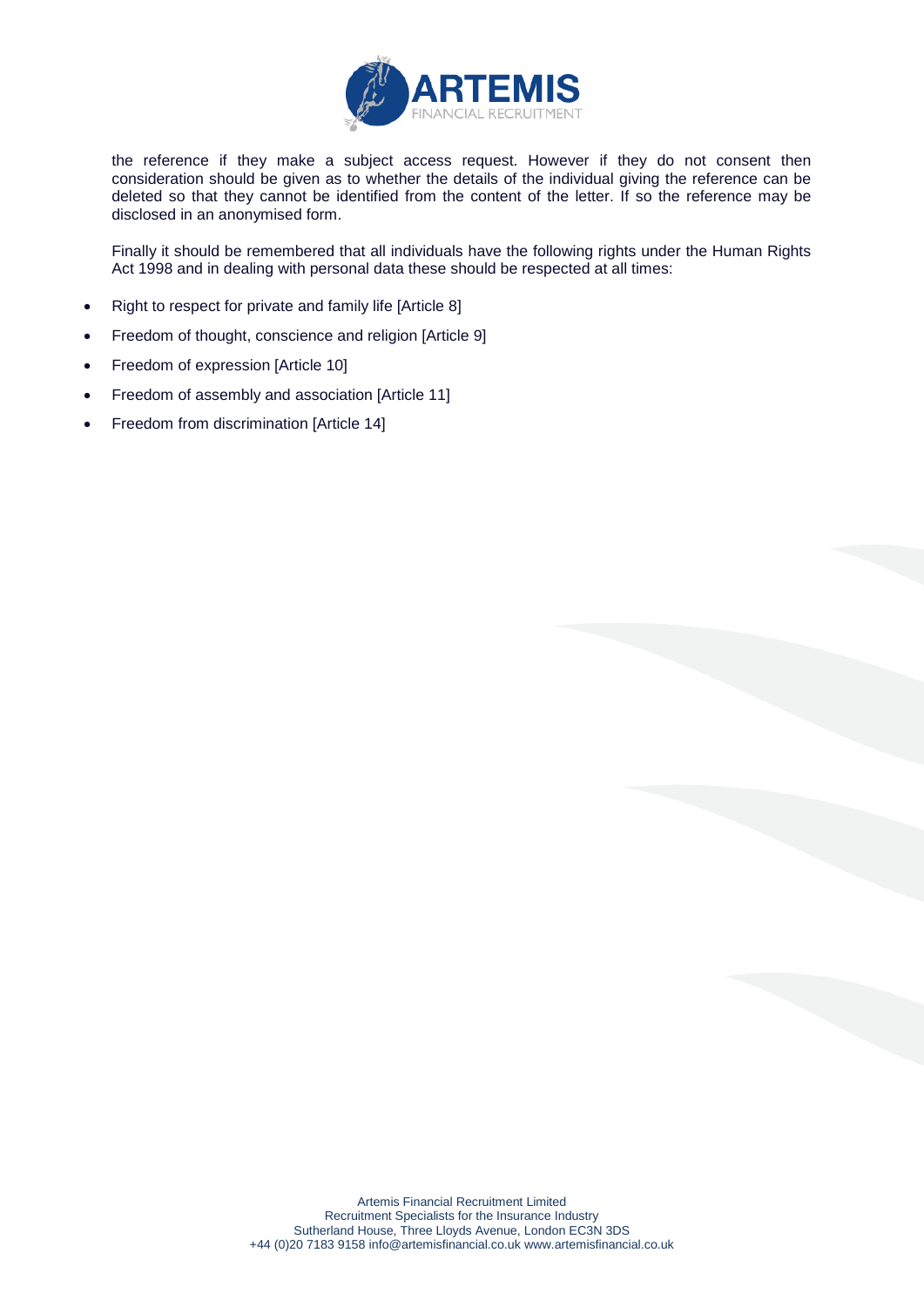the reference if they make a subject access request. However if they do not consent then consideration should be given as to whether the details of the individual giving the reference can be deleted so that they cannot be identified from the content of the letter. If so the reference may be disclosed in an anonymised form.

Finally it should be remembered that all individuals have the following rights under the Human Rights Act 1998 and in dealing with personal data these should be respected at all times:

- Right to respect for private and family life [Article 8]
- Freedom of thought, conscience and religion [Article 9]
- Freedom of expression [Article 10]
- Freedom of assembly and association [Article 11]
- Freedom from discrimination [Article 14]